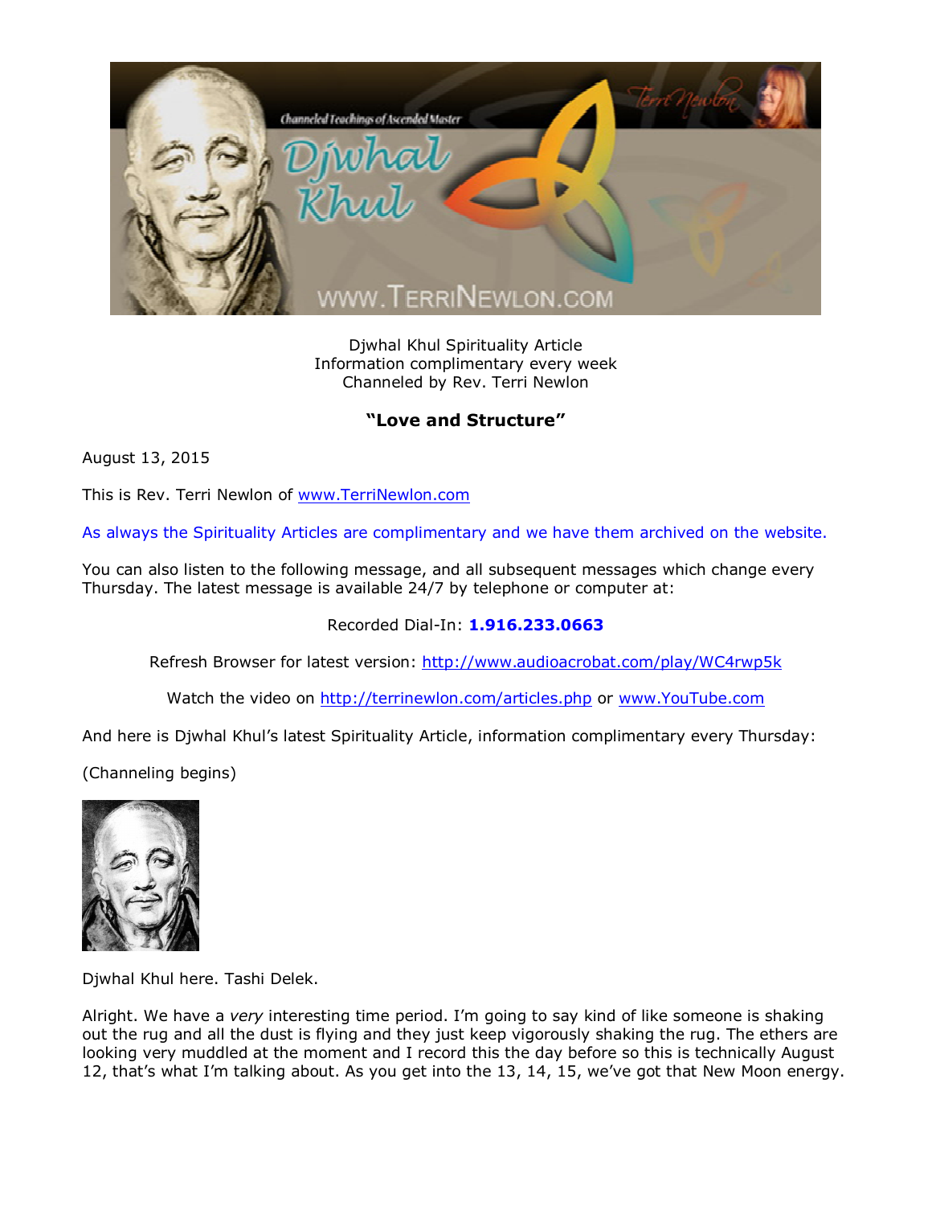Djwhal Khul Spirituality Article
Information complimentary every week
Channeled by Rev. Terri Newlon

## "Love and Structure"

August 13, 2015

This is Rev. Terri Newlon of www.TerriNewlon.com

As always the Spirituality Articles are complimentary and we have them archived on the website.

You can also listen to the following message, and all subsequent messages which change every Thursday. The latest message is available 24/7 by telephone or computer at:

Recorded Dial-In: **1.916.233.0663**

Refresh Browser for latest version: http://www.audioacrobat.com/play/WC4rwp5k

Watch the video on http://terrinewlon.com/articles.php or www.YouTube.com

And here is Djwhal Khul's latest Spirituality Article, information complimentary every Thursday:

(Channeling begins)

Djwhal Khul here. Tashi Delek.

Alright. We have a *very* interesting time period. I'm going to say kind of like someone is shaking out the rug and all the dust is flying and they just keep vigorously shaking the rug. The ethers are looking very muddled at the moment and I record this the day before so this is technically August 12, that's what I'm talking about. As you get into the 13, 14, 15, we've got that New Moon energy.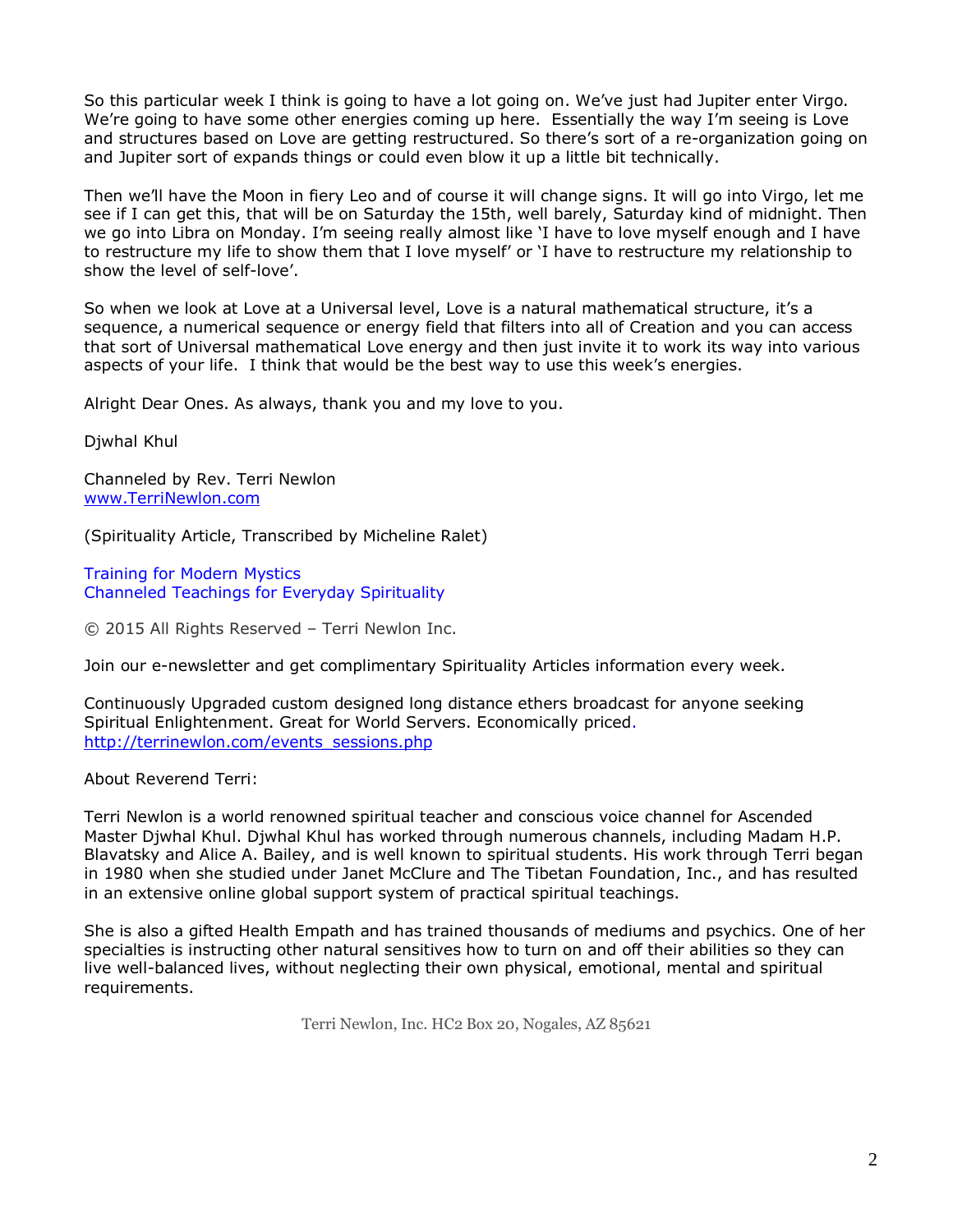So this particular week I think is going to have a lot going on. We've just had Jupiter enter Virgo. We're going to have some other energies coming up here. Essentially the way I'm seeing is Love and structures based on Love are getting restructured. So there's sort of a re-organization going on and Jupiter sort of expands things or could even blow it up a little bit technically.

Then we'll have the Moon in fiery Leo and of course it will change signs. It will go into Virgo, let me see if I can get this, that will be on Saturday the 15th, well barely, Saturday kind of midnight. Then we go into Libra on Monday. I'm seeing really almost like 'I have to love myself enough and I have to restructure my life to show them that I love myself' or 'I have to restructure my relationship to show the level of self-love'.

So when we look at Love at a Universal level, Love is a natural mathematical structure, it's a sequence, a numerical sequence or energy field that filters into all of Creation and you can access that sort of Universal mathematical Love energy and then just invite it to work its way into various aspects of your life. I think that would be the best way to use this week's energies.

Alright Dear Ones. As always, thank you and my love to you.

Djwhal Khul

Channeled by Rev. Terri Newlon
www.TerriNewlon.com

(Spirituality Article, Transcribed by Micheline Ralet)

Training for Modern Mystics
Channeled Teachings for Everyday Spirituality

© 2015 All Rights Reserved – Terri Newlon Inc.

Join our e-newsletter and get complimentary Spirituality Articles information every week.

Continuously Upgraded custom designed long distance ethers broadcast for anyone seeking Spiritual Enlightenment. Great for World Servers. Economically priced.
http://terrinewlon.com/events_sessions.php

About Reverend Terri:

Terri Newlon is a world renowned spiritual teacher and conscious voice channel for Ascended Master Djwhal Khul. Djwhal Khul has worked through numerous channels, including Madam H.P. Blavatsky and Alice A. Bailey, and is well known to spiritual students. His work through Terri began in 1980 when she studied under Janet McClure and The Tibetan Foundation, Inc., and has resulted in an extensive online global support system of practical spiritual teachings.

She is also a gifted Health Empath and has trained thousands of mediums and psychics. One of her specialties is instructing other natural sensitives how to turn on and off their abilities so they can live well-balanced lives, without neglecting their own physical, emotional, mental and spiritual requirements.

Terri Newlon, Inc. HC2 Box 20, Nogales, AZ 85621